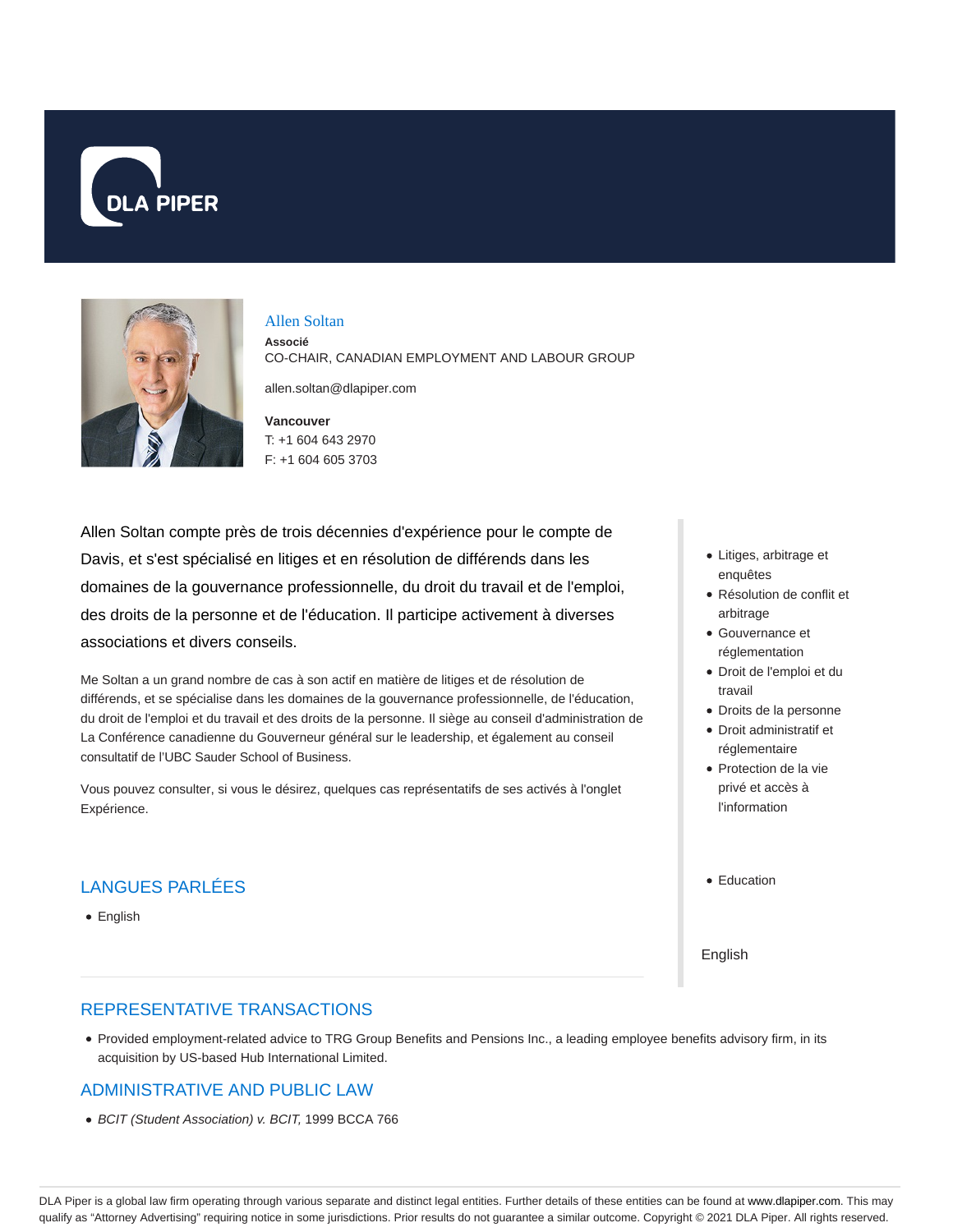# Allen Soltan

**Associé**

CO-CHAIR, CANADIAN EMPLOYMENT AND LABOUR GROUP

allen.soltan@dlapiper.com

**Vancouver**

T: +1 604 643 2970

F: +1 604 605 3703

Allen Soltan compte près de trois décennies d'expérience pour le compte de Davis, et s'est spécialisé en litiges et en résolution de différends dans les domaines de la gouvernance professionnelle, du droit du travail et de l'emploi, des droits de la personne et de l'éducation. Il participe activement à diverses associations et divers conseils.

Me Soltan a un grand nombre de cas à son actif en matière de litiges et de résolution de différends, et se spécialise dans les domaines de la gouvernance professionnelle, de l'éducation, du droit de l'emploi et du travail et des droits de la personne. Il siège au conseil d'administration de La Conférence canadienne du Gouverneur général sur le leadership, et également au conseil consultatif de l'UBC Sauder School of Business.

Vous pouvez consulter, si vous le désirez, quelques cas représentatifs de ses activés à l'onglet Expérience.

- Litiges, arbitrage et enquêtes
- Résolution de conflit et arbitrage
- Gouvernance et réglementation
- Droit de l'emploi et du travail
- Droits de la personne
- Droit administratif et réglementaire
- Protection de la vie privé et accès à l'information

- Education

English

## LANGUES PARLÉES

- English

## REPRESENTATIVE TRANSACTIONS

- Provided employment-related advice to TRG Group Benefits and Pensions Inc., a leading employee benefits advisory firm, in its acquisition by US-based Hub International Limited.

## ADMINISTRATIVE AND PUBLIC LAW

- *BCIT (Student Association) v. BCIT,* 1999 BCCA 766

DLA Piper is a global law firm operating through various separate and distinct legal entities. Further details of these entities can be found at www.dlapiper.com. This may qualify as "Attorney Advertising" requiring notice in some jurisdictions. Prior results do not guarantee a similar outcome. Copyright © 2021 DLA Piper. All rights reserved.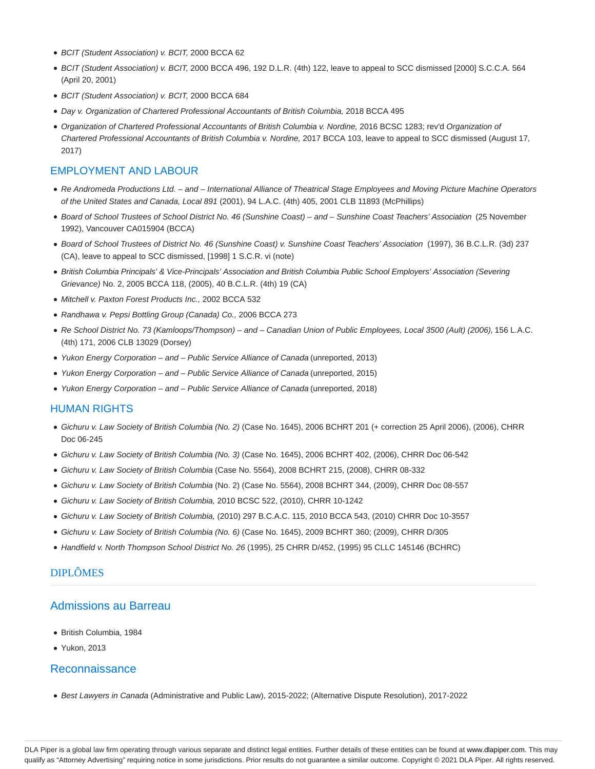- *BCIT (Student Association) v. BCIT,* 2000 BCCA 62
- *BCIT (Student Association) v. BCIT,* 2000 BCCA 496, 192 D.L.R. (4th) 122, leave to appeal to SCC dismissed [2000] S.C.C.A. 564 (April 20, 2001)
- *BCIT (Student Association) v. BCIT,* 2000 BCCA 684
- *Day v. Organization of Chartered Professional Accountants of British Columbia,* 2018 BCCA 495
- *Organization of Chartered Professional Accountants of British Columbia v. Nordine,* 2016 BCSC 1283; rev'd *Organization of Chartered Professional Accountants of British Columbia v. Nordine,* 2017 BCCA 103, leave to appeal to SCC dismissed (August 17, 2017)

## EMPLOYMENT AND LABOUR

- *Re Andromeda Productions Ltd. – and – International Alliance of Theatrical Stage Employees and Moving Picture Machine Operators of the United States and Canada, Local 891* (2001), 94 L.A.C. (4th) 405, 2001 CLB 11893 (McPhillips)
- *Board of School Trustees of School District No. 46 (Sunshine Coast) – and – Sunshine Coast Teachers' Association* (25 November 1992), Vancouver CA015904 (BCCA)
- *Board of School Trustees of District No. 46 (Sunshine Coast) v. Sunshine Coast Teachers' Association* (1997), 36 B.C.L.R. (3d) 237 (CA), leave to appeal to SCC dismissed, [1998] 1 S.C.R. vi (note)
- *British Columbia Principals' & Vice-Principals' Association and British Columbia Public School Employers' Association (Severing Grievance)* No. 2, 2005 BCCA 118, (2005), 40 B.C.L.R. (4th) 19 (CA)
- *Mitchell v. Paxton Forest Products Inc.,* 2002 BCCA 532
- *Randhawa v. Pepsi Bottling Group (Canada) Co.,* 2006 BCCA 273
- *Re School District No. 73 (Kamloops/Thompson) – and – Canadian Union of Public Employees, Local 3500 (Ault) (2006),* 156 L.A.C. (4th) 171, 2006 CLB 13029 (Dorsey)
- *Yukon Energy Corporation – and – Public Service Alliance of Canada* (unreported, 2013)
- *Yukon Energy Corporation – and – Public Service Alliance of Canada* (unreported, 2015)
- *Yukon Energy Corporation – and – Public Service Alliance of Canada* (unreported, 2018)

## HUMAN RIGHTS

- *Gichuru v. Law Society of British Columbia (No. 2)* (Case No. 1645), 2006 BCHRT 201 (+ correction 25 April 2006), (2006), CHRR Doc 06-245
- *Gichuru v. Law Society of British Columbia (No. 3)* (Case No. 1645), 2006 BCHRT 402, (2006), CHRR Doc 06-542
- *Gichuru v. Law Society of British Columbia* (Case No. 5564), 2008 BCHRT 215, (2008), CHRR 08-332
- *Gichuru v. Law Society of British Columbia* (No. 2) (Case No. 5564), 2008 BCHRT 344, (2009), CHRR Doc 08-557
- *Gichuru v. Law Society of British Columbia,* 2010 BCSC 522, (2010), CHRR 10-1242
- *Gichuru v. Law Society of British Columbia,* (2010) 297 B.C.A.C. 115, 2010 BCCA 543, (2010) CHRR Doc 10-3557
- *Gichuru v. Law Society of British Columbia (No. 6)* (Case No. 1645), 2009 BCHRT 360; (2009), CHRR D/305
- *Handfield v. North Thompson School District No. 26* (1995), 25 CHRR D/452, (1995) 95 CLLC 145146 (BCHRC)

# DIPLÔMES

## Admissions au Barreau

- British Columbia, 1984
- Yukon, 2013

## Reconnaissance

- *Best Lawyers in Canada* (Administrative and Public Law), 2015-2022; (Alternative Dispute Resolution), 2017-2022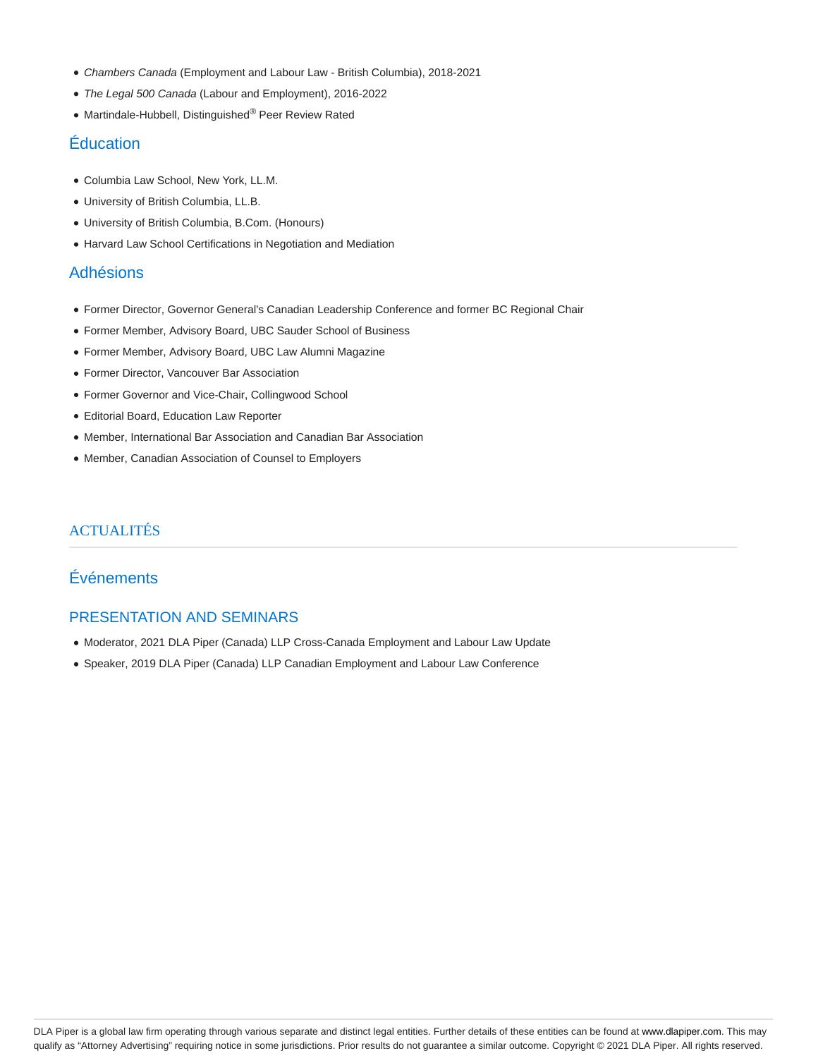- *Chambers Canada* (Employment and Labour Law - British Columbia), 2018-2021
- *The Legal 500 Canada* (Labour and Employment), 2016-2022
- Martindale-Hubbell, Distinguished® Peer Review Rated

## Éducation

- Columbia Law School, New York, LL.M.
- University of British Columbia, LL.B.
- University of British Columbia, B.Com. (Honours)
- Harvard Law School Certifications in Negotiation and Mediation

## Adhésions

- Former Director, Governor General's Canadian Leadership Conference and former BC Regional Chair
- Former Member, Advisory Board, UBC Sauder School of Business
- Former Member, Advisory Board, UBC Law Alumni Magazine
- Former Director, Vancouver Bar Association
- Former Governor and Vice-Chair, Collingwood School
- Editorial Board, Education Law Reporter
- Member, International Bar Association and Canadian Bar Association
- Member, Canadian Association of Counsel to Employers

# ACTUALITÉS

## Événements

### PRESENTATION AND SEMINARS

- Moderator, 2021 DLA Piper (Canada) LLP Cross-Canada Employment and Labour Law Update
- Speaker, 2019 DLA Piper (Canada) LLP Canadian Employment and Labour Law Conference

DLA Piper is a global law firm operating through various separate and distinct legal entities. Further details of these entities can be found at www.dlapiper.com. This may qualify as "Attorney Advertising" requiring notice in some jurisdictions. Prior results do not guarantee a similar outcome. Copyright © 2021 DLA Piper. All rights reserved.